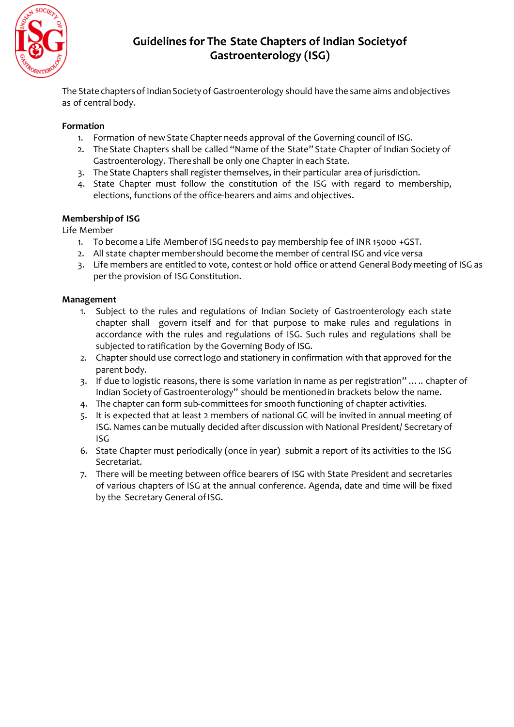# Guidelines for The State Chapters of Indian Societyof Gastroenterology (ISG)

The State chapters of Indian Society of Gastroenterology should have the same aims and objectives as of central body.

**Formation**

1. Formation of new State Chapter needs approval of the Governing council of ISG.
2. The State Chapters shall be called "Name of the State" State Chapter of Indian Society of Gastroenterology. There shall be only one Chapter in each State.
3. The State Chapters shall register themselves, in their particular area of jurisdiction.
4. State Chapter must follow the constitution of the ISG with regard to membership, elections, functions of the office-bearers and aims and objectives.

**Membership of ISG**

Life Member

1. To become a Life Member of ISG needs to pay membership fee of INR 15000 +GST.
2. All state chapter member should become the member of central ISG and vice versa
3. Life members are entitled to vote, contest or hold office or attend General Body meeting of ISG as per the provision of ISG Constitution.

**Management**

1. Subject to the rules and regulations of Indian Society of Gastroenterology each state chapter shall govern itself and for that purpose to make rules and regulations in accordance with the rules and regulations of ISG. Such rules and regulations shall be subjected to ratification by the Governing Body of ISG.
2. Chapter should use correct logo and stationery in confirmation with that approved for the parent body.
3. If due to logistic reasons, there is some variation in name as per registration" ….. chapter of Indian Society of Gastroenterology" should be mentioned in brackets below the name.
4. The chapter can form sub-committees for smooth functioning of chapter activities.
5. It is expected that at least 2 members of national GC will be invited in annual meeting of ISG. Names can be mutually decided after discussion with National President/ Secretary of ISG
6. State Chapter must periodically (once in year) submit a report of its activities to the ISG Secretariat.
7. There will be meeting between office bearers of ISG with State President and secretaries of various chapters of ISG at the annual conference. Agenda, date and time will be fixed by the Secretary General of ISG.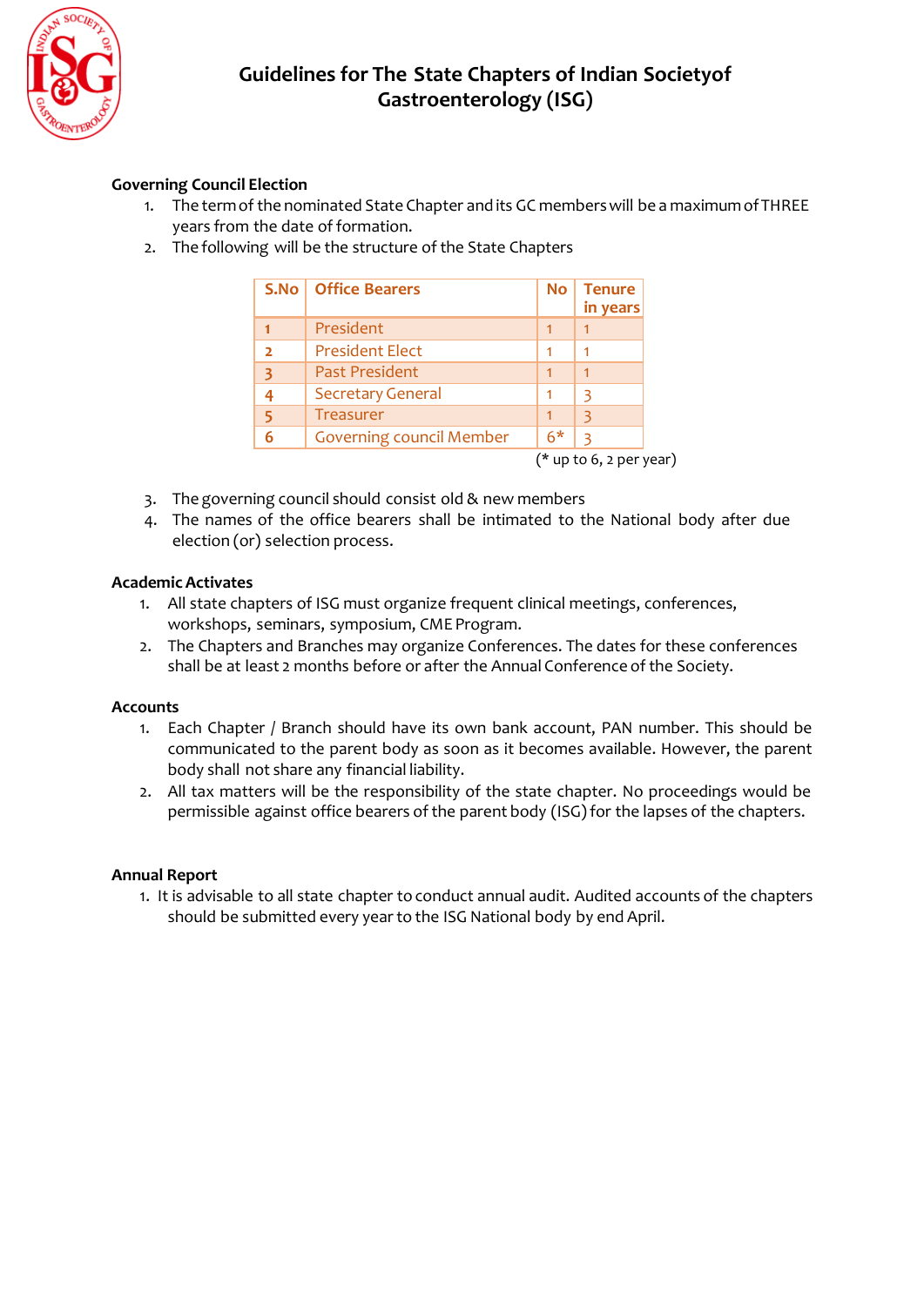# Guidelines for The State Chapters of Indian Societyof Gastroenterology (ISG)

**Governing Council Election**

1. The term of the nominated State Chapter and its GC members will be a maximum of THREE years from the date of formation.
2. The following will be the structure of the State Chapters

| S.No | Office Bearers | No | Tenure in years |
|---|---|---|---|
| 1 | President | 1 | 1 |
| 2 | President Elect | 1 | 1 |
| 3 | Past President | 1 | 1 |
| 4 | Secretary General | 1 | 3 |
| 5 | Treasurer | 1 | 3 |
| 6 | Governing council Member | 6* | 3 |

(* up to 6, 2 per year)

3. The governing council should consist old & new members
4. The names of the office bearers shall be intimated to the National body after due election (or) selection process.

**Academic Activates**

1. All state chapters of ISG must organize frequent clinical meetings, conferences, workshops, seminars, symposium, CME Program.
2. The Chapters and Branches may organize Conferences. The dates for these conferences shall be at least 2 months before or after the Annual Conference of the Society.

**Accounts**

1. Each Chapter / Branch should have its own bank account, PAN number. This should be communicated to the parent body as soon as it becomes available. However, the parent body shall not share any financial liability.
2. All tax matters will be the responsibility of the state chapter. No proceedings would be permissible against office bearers of the parent body (ISG) for the lapses of the chapters.

**Annual Report**

1. It is advisable to all state chapter to conduct annual audit. Audited accounts of the chapters should be submitted every year to the ISG National body by end April.